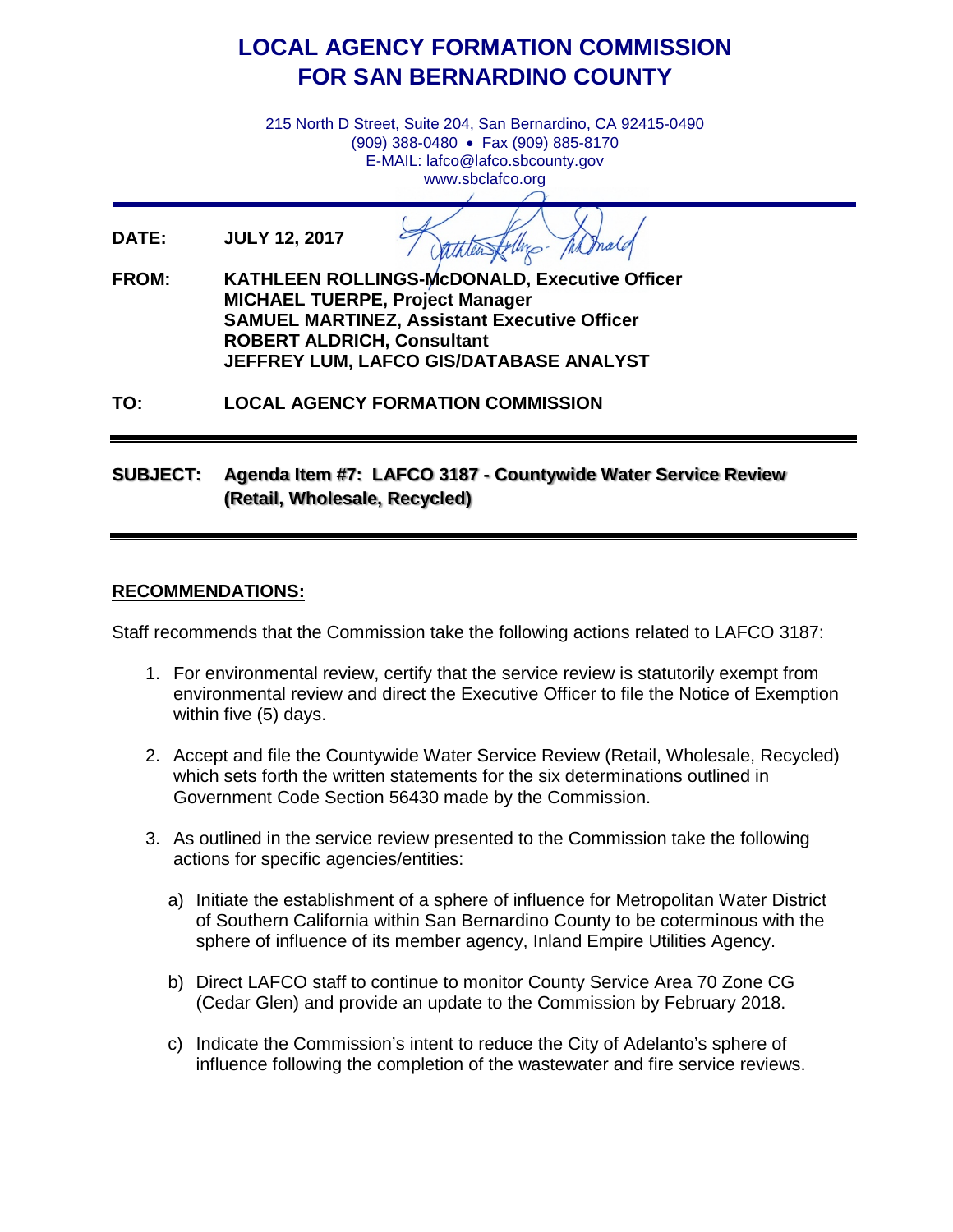# LOCAL AGENCY FORMATION COMMISSION FOR SAN BERNARDINO COUNTY

215 North D Street, Suite 204, San Bernardino, CA 92415-0490
(909) 388-0480 • Fax (909) 885-8170
E-MAIL: lafco@lafco.sbcounty.gov
www.sbclafco.org

**DATE:** **JULY 12, 2017**

**FROM:** **KATHLEEN ROLLINGS-McDONALD, Executive Officer**
**MICHAEL TUERPE, Project Manager**
**SAMUEL MARTINEZ, Assistant Executive Officer**
**ROBERT ALDRICH, Consultant**
**JEFFREY LUM, LAFCO GIS/DATABASE ANALYST**

**TO:** **LOCAL AGENCY FORMATION COMMISSION**

**SUBJECT:** **Agenda Item #7: LAFCO 3187 - Countywide Water Service Review (Retail, Wholesale, Recycled)**

## RECOMMENDATIONS:

Staff recommends that the Commission take the following actions related to LAFCO 3187:

1. For environmental review, certify that the service review is statutorily exempt from environmental review and direct the Executive Officer to file the Notice of Exemption within five (5) days.

2. Accept and file the Countywide Water Service Review (Retail, Wholesale, Recycled) which sets forth the written statements for the six determinations outlined in Government Code Section 56430 made by the Commission.

3. As outlined in the service review presented to the Commission take the following actions for specific agencies/entities:

   a) Initiate the establishment of a sphere of influence for Metropolitan Water District of Southern California within San Bernardino County to be coterminous with the sphere of influence of its member agency, Inland Empire Utilities Agency.

   b) Direct LAFCO staff to continue to monitor County Service Area 70 Zone CG (Cedar Glen) and provide an update to the Commission by February 2018.

   c) Indicate the Commission's intent to reduce the City of Adelanto's sphere of influence following the completion of the wastewater and fire service reviews.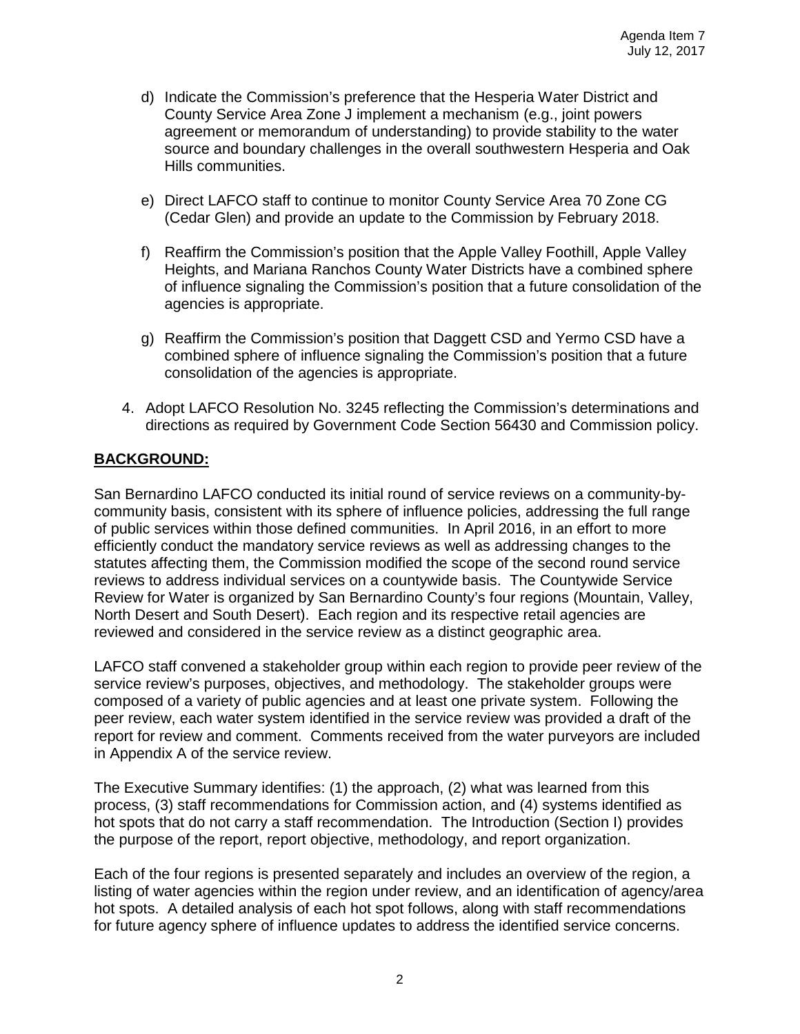d) Indicate the Commission's preference that the Hesperia Water District and County Service Area Zone J implement a mechanism (e.g., joint powers agreement or memorandum of understanding) to provide stability to the water source and boundary challenges in the overall southwestern Hesperia and Oak Hills communities.

e) Direct LAFCO staff to continue to monitor County Service Area 70 Zone CG (Cedar Glen) and provide an update to the Commission by February 2018.

f) Reaffirm the Commission's position that the Apple Valley Foothill, Apple Valley Heights, and Mariana Ranchos County Water Districts have a combined sphere of influence signaling the Commission's position that a future consolidation of the agencies is appropriate.

g) Reaffirm the Commission's position that Daggett CSD and Yermo CSD have a combined sphere of influence signaling the Commission's position that a future consolidation of the agencies is appropriate.

4. Adopt LAFCO Resolution No. 3245 reflecting the Commission's determinations and directions as required by Government Code Section 56430 and Commission policy.

## BACKGROUND:

San Bernardino LAFCO conducted its initial round of service reviews on a community-by-community basis, consistent with its sphere of influence policies, addressing the full range of public services within those defined communities. In April 2016, in an effort to more efficiently conduct the mandatory service reviews as well as addressing changes to the statutes affecting them, the Commission modified the scope of the second round service reviews to address individual services on a countywide basis. The Countywide Service Review for Water is organized by San Bernardino County's four regions (Mountain, Valley, North Desert and South Desert). Each region and its respective retail agencies are reviewed and considered in the service review as a distinct geographic area.

LAFCO staff convened a stakeholder group within each region to provide peer review of the service review's purposes, objectives, and methodology. The stakeholder groups were composed of a variety of public agencies and at least one private system. Following the peer review, each water system identified in the service review was provided a draft of the report for review and comment. Comments received from the water purveyors are included in Appendix A of the service review.

The Executive Summary identifies: (1) the approach, (2) what was learned from this process, (3) staff recommendations for Commission action, and (4) systems identified as hot spots that do not carry a staff recommendation. The Introduction (Section I) provides the purpose of the report, report objective, methodology, and report organization.

Each of the four regions is presented separately and includes an overview of the region, a listing of water agencies within the region under review, and an identification of agency/area hot spots. A detailed analysis of each hot spot follows, along with staff recommendations for future agency sphere of influence updates to address the identified service concerns.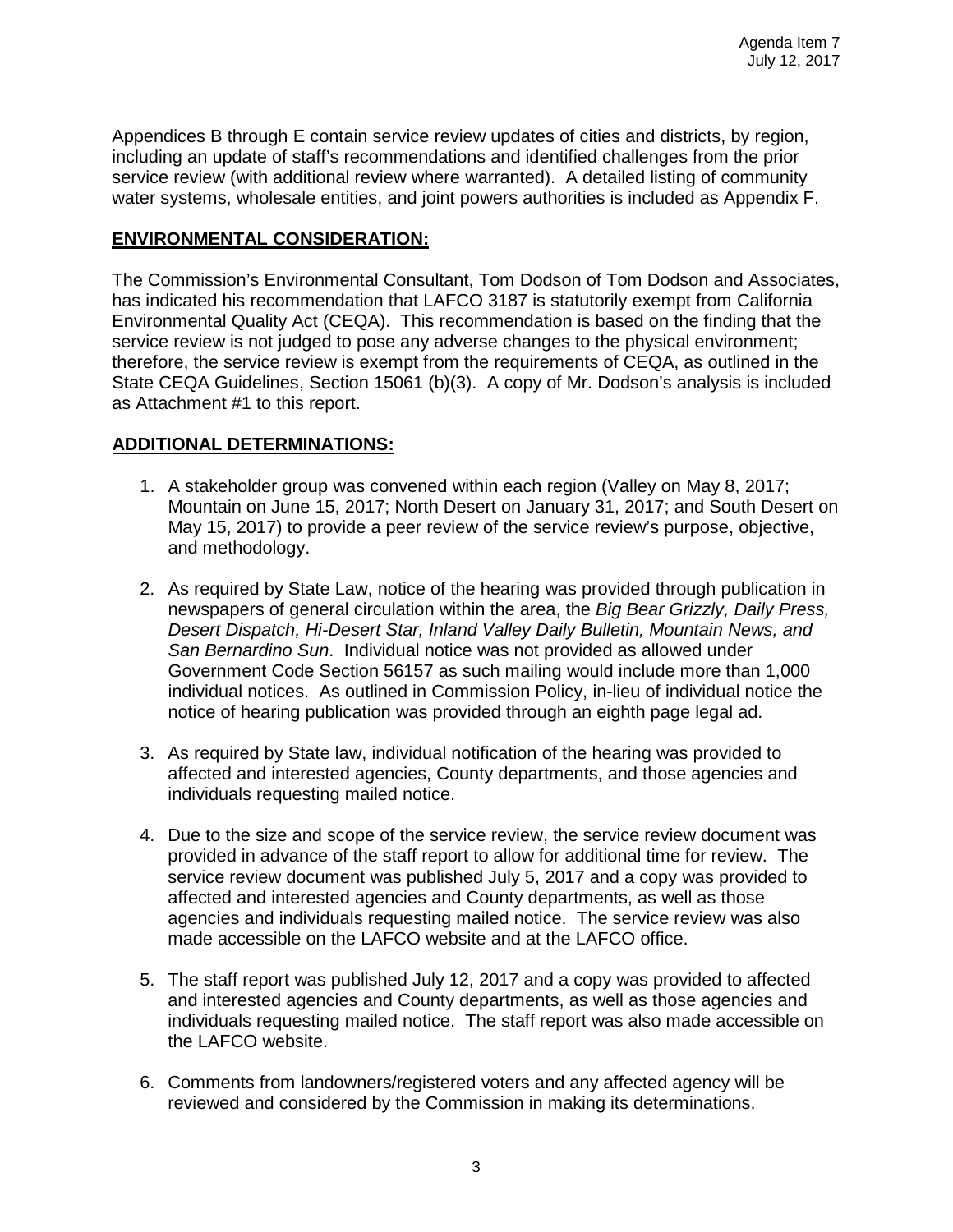Appendices B through E contain service review updates of cities and districts, by region, including an update of staff's recommendations and identified challenges from the prior service review (with additional review where warranted). A detailed listing of community water systems, wholesale entities, and joint powers authorities is included as Appendix F.

## **ENVIRONMENTAL CONSIDERATION:**

The Commission's Environmental Consultant, Tom Dodson of Tom Dodson and Associates, has indicated his recommendation that LAFCO 3187 is statutorily exempt from California Environmental Quality Act (CEQA). This recommendation is based on the finding that the service review is not judged to pose any adverse changes to the physical environment; therefore, the service review is exempt from the requirements of CEQA, as outlined in the State CEQA Guidelines, Section 15061 (b)(3). A copy of Mr. Dodson's analysis is included as Attachment #1 to this report.

## **ADDITIONAL DETERMINATIONS:**

1. A stakeholder group was convened within each region (Valley on May 8, 2017; Mountain on June 15, 2017; North Desert on January 31, 2017; and South Desert on May 15, 2017) to provide a peer review of the service review's purpose, objective, and methodology.

2. As required by State Law, notice of the hearing was provided through publication in newspapers of general circulation within the area, the *Big Bear Grizzly, Daily Press, Desert Dispatch, Hi-Desert Star, Inland Valley Daily Bulletin, Mountain News, and San Bernardino Sun*. Individual notice was not provided as allowed under Government Code Section 56157 as such mailing would include more than 1,000 individual notices. As outlined in Commission Policy, in-lieu of individual notice the notice of hearing publication was provided through an eighth page legal ad.

3. As required by State law, individual notification of the hearing was provided to affected and interested agencies, County departments, and those agencies and individuals requesting mailed notice.

4. Due to the size and scope of the service review, the service review document was provided in advance of the staff report to allow for additional time for review. The service review document was published July 5, 2017 and a copy was provided to affected and interested agencies and County departments, as well as those agencies and individuals requesting mailed notice. The service review was also made accessible on the LAFCO website and at the LAFCO office.

5. The staff report was published July 12, 2017 and a copy was provided to affected and interested agencies and County departments, as well as those agencies and individuals requesting mailed notice. The staff report was also made accessible on the LAFCO website.

6. Comments from landowners/registered voters and any affected agency will be reviewed and considered by the Commission in making its determinations.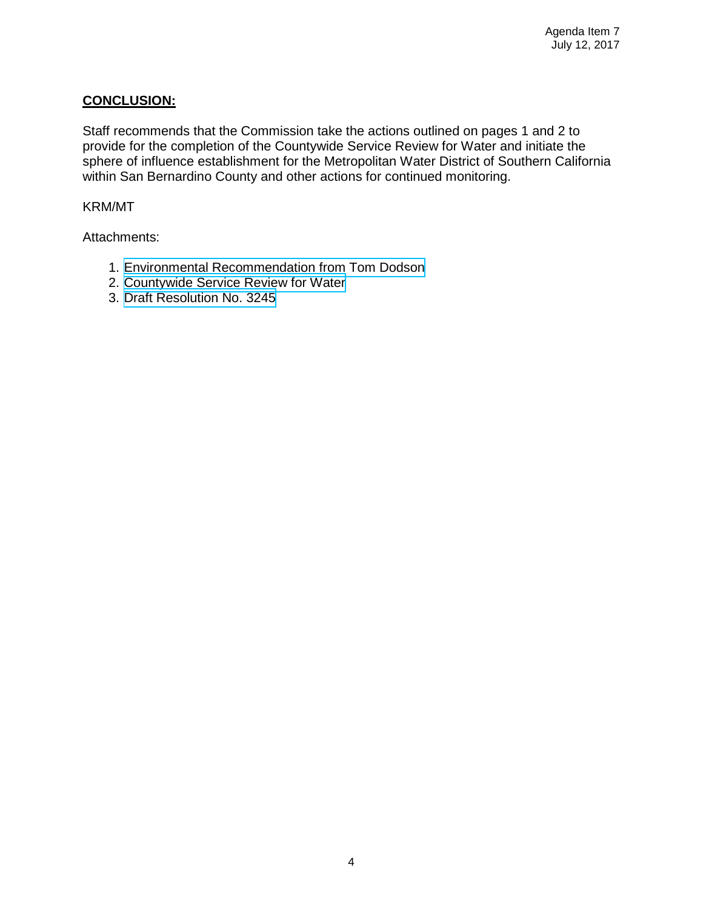Agenda Item 7
July 12, 2017

**CONCLUSION:**

Staff recommends that the Commission take the actions outlined on pages 1 and 2 to provide for the completion of the Countywide Service Review for Water and initiate the sphere of influence establishment for the Metropolitan Water District of Southern California within San Bernardino County and other actions for continued monitoring.

KRM/MT

Attachments:

1. Environmental Recommendation from Tom Dodson
2. Countywide Service Review for Water
3. Draft Resolution No. 3245